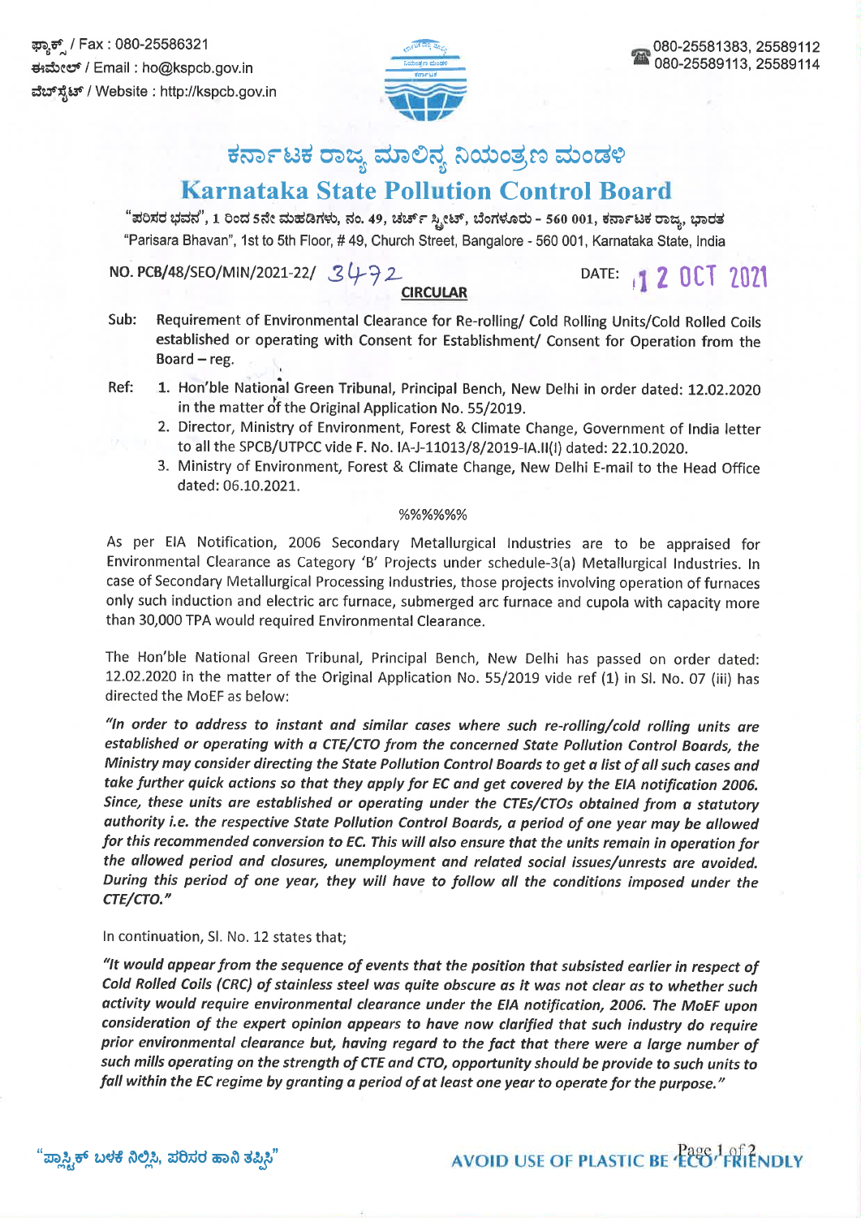ಫ್ಯಾಕ್ಸ್ / Fax : 080-25586321
ಈಮೇಲ್ / Email : ho@kspcb.gov.in
ವೆಬ್‌ಸೈಟ್ / Website : http://kspcb.gov.in

080-25581383, 25589112
080-25589113, 25589114

# ಕರ್ನಾಟಕ ರಾಜ್ಯ ಮಾಲಿನ್ಯ ನಿಯಂತ್ರಣ ಮಂಡಳಿ
# Karnataka State Pollution Control Board

"ಪರಿಸರ ಭವನ", 1 ರಿಂದ 5ನೇ ಮಹಡಿಗಳು, ನಂ. 49, ಚರ್ಚ್ ಸ್ಟ್ರೀಟ್, ಬೆಂಗಳೂರು - 560 001, ಕರ್ನಾಟಕ ರಾಜ್ಯ, ಭಾರತ
"Parisara Bhavan", 1st to 5th Floor, # 49, Church Street, Bangalore - 560 001, Karnataka State, India

NO. PCB/48/SEO/MIN/2021-22/ 3472 DATE: 12 OCT 2021

## CIRCULAR

Sub: Requirement of Environmental Clearance for Re-rolling/ Cold Rolling Units/Cold Rolled Coils established or operating with Consent for Establishment/ Consent for Operation from the Board – reg.

Ref:
1. Hon'ble National Green Tribunal, Principal Bench, New Delhi in order dated: 12.02.2020 in the matter of the Original Application No. 55/2019.
2. Director, Ministry of Environment, Forest & Climate Change, Government of India letter to all the SPCB/UTPCC vide F. No. IA-J-11013/8/2019-IA.II(I) dated: 22.10.2020.
3. Ministry of Environment, Forest & Climate Change, New Delhi E-mail to the Head Office dated: 06.10.2021.

%%%%%%

As per EIA Notification, 2006 Secondary Metallurgical Industries are to be appraised for Environmental Clearance as Category 'B' Projects under schedule-3(a) Metallurgical Industries. In case of Secondary Metallurgical Processing Industries, those projects involving operation of furnaces only such induction and electric arc furnace, submerged arc furnace and cupola with capacity more than 30,000 TPA would required Environmental Clearance.

The Hon'ble National Green Tribunal, Principal Bench, New Delhi has passed on order dated: 12.02.2020 in the matter of the Original Application No. 55/2019 vide ref (1) in Sl. No. 07 (iii) has directed the MoEF as below:

*"In order to address to instant and similar cases where such re-rolling/cold rolling units are established or operating with a CTE/CTO from the concerned State Pollution Control Boards, the Ministry may consider directing the State Pollution Control Boards to get a list of all such cases and take further quick actions so that they apply for EC and get covered by the EIA notification 2006. Since, these units are established or operating under the CTEs/CTOs obtained from a statutory authority i.e. the respective State Pollution Control Boards, a period of one year may be allowed for this recommended conversion to EC. This will also ensure that the units remain in operation for the allowed period and closures, unemployment and related social issues/unrests are avoided. During this period of one year, they will have to follow all the conditions imposed under the CTE/CTO."*

In continuation, Sl. No. 12 states that;

*"It would appear from the sequence of events that the position that subsisted earlier in respect of Cold Rolled Coils (CRC) of stainless steel was quite obscure as it was not clear as to whether such activity would require environmental clearance under the EIA notification, 2006. The MoEF upon consideration of the expert opinion appears to have now clarified that such industry do require prior environmental clearance but, having regard to the fact that there were a large number of such mills operating on the strength of CTE and CTO, opportunity should be provide to such units to fall within the EC regime by granting a period of at least one year to operate for the purpose."*

"ಪ್ಲಾಸ್ಟಿಕ್ ಬಳಕೆ ನಿಲ್ಲಿಸಿ, ಪರಿಸರ ಹಾನಿ ತಪ್ಪಿಸಿ" AVOID USE OF PLASTIC BE ECO FRIENDLY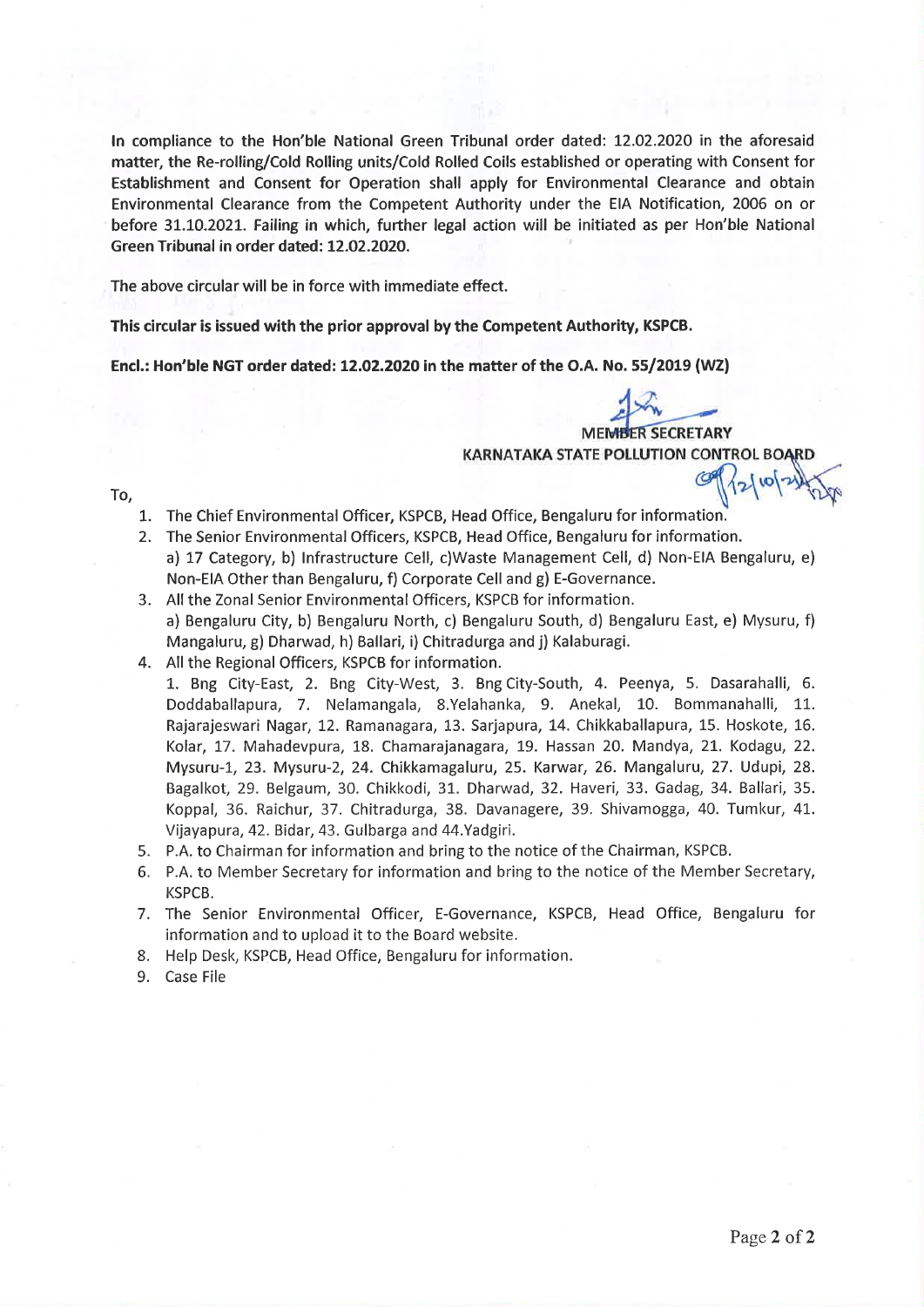**In compliance to the Hon'ble National Green Tribunal order dated: 12.02.2020 in the aforesaid matter, the Re-rolling/Cold Rolling units/Cold Rolled Coils established or operating with Consent for Establishment and Consent for Operation shall apply for Environmental Clearance and obtain Environmental Clearance from the Competent Authority under the EIA Notification, 2006 on or before 31.10.2021. Failing in which, further legal action will be initiated as per Hon'ble National Green Tribunal in order dated: 12.02.2020.**

The above circular will be in force with immediate effect.

**This circular is issued with the prior approval by the Competent Authority, KSPCB.**

**Encl.: Hon'ble NGT order dated: 12.02.2020 in the matter of the O.A. No. 55/2019 (WZ)**

**MEMBER SECRETARY**
**KARNATAKA STATE POLLUTION CONTROL BOARD**

To,

1. The Chief Environmental Officer, KSPCB, Head Office, Bengaluru for information.
2. The Senior Environmental Officers, KSPCB, Head Office, Bengaluru for information.
   a) 17 Category, b) Infrastructure Cell, c)Waste Management Cell, d) Non-EIA Bengaluru, e) Non-EIA Other than Bengaluru, f) Corporate Cell and g) E-Governance.
3. All the Zonal Senior Environmental Officers, KSPCB for information.
   a) Bengaluru City, b) Bengaluru North, c) Bengaluru South, d) Bengaluru East, e) Mysuru, f) Mangaluru, g) Dharwad, h) Ballari, i) Chitradurga and j) Kalaburagi.
4. All the Regional Officers, KSPCB for information.
   1. Bng City-East, 2. Bng City-West, 3. Bng City-South, 4. Peenya, 5. Dasarahalli, 6. Doddaballapura, 7. Nelamangala, 8.Yelahanka, 9. Anekal, 10. Bommanahalli, 11. Rajarajeswari Nagar, 12. Ramanagara, 13. Sarjapura, 14. Chikkaballapura, 15. Hoskote, 16. Kolar, 17. Mahadevpura, 18. Chamarajanagara, 19. Hassan 20. Mandya, 21. Kodagu, 22. Mysuru-1, 23. Mysuru-2, 24. Chikkamagaluru, 25. Karwar, 26. Mangaluru, 27. Udupi, 28. Bagalkot, 29. Belgaum, 30. Chikkodi, 31. Dharwad, 32. Haveri, 33. Gadag, 34. Ballari, 35. Koppal, 36. Raichur, 37. Chitradurga, 38. Davanagere, 39. Shivamogga, 40. Tumkur, 41. Vijayapura, 42. Bidar, 43. Gulbarga and 44.Yadgiri.
5. P.A. to Chairman for information and bring to the notice of the Chairman, KSPCB.
6. P.A. to Member Secretary for information and bring to the notice of the Member Secretary, KSPCB.
7. The Senior Environmental Officer, E-Governance, KSPCB, Head Office, Bengaluru for information and to upload it to the Board website.
8. Help Desk, KSPCB, Head Office, Bengaluru for information.
9. Case File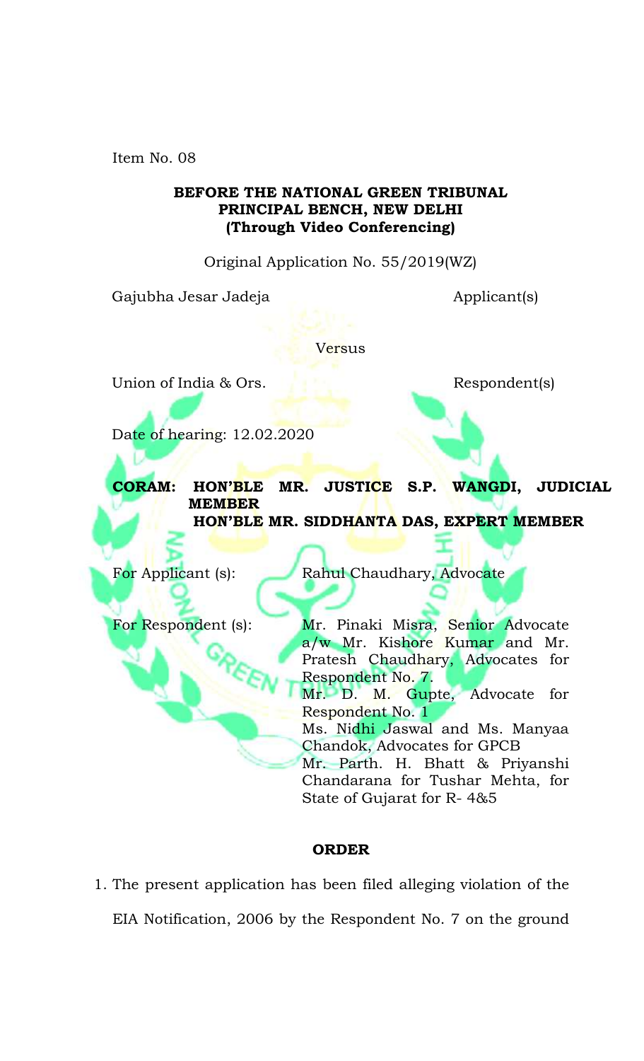Item No. 08

**BEFORE THE NATIONAL GREEN TRIBUNAL**
**PRINCIPAL BENCH, NEW DELHI**
**(Through Video Conferencing)**

Original Application No. 55/2019(WZ)

Gajubha Jesar Jadeja Applicant(s)

Versus

Union of India & Ors. Respondent(s)

Date of hearing: 12.02.2020

**CORAM: HON'BLE MR. JUSTICE S.P. WANGDI, JUDICIAL MEMBER**
**HON'BLE MR. SIDDHANTA DAS, EXPERT MEMBER**

For Applicant (s): Rahul Chaudhary, Advocate

For Respondent (s): Mr. Pinaki Misra, Senior Advocate a/w Mr. Kishore Kumar and Mr. Pratesh Chaudhary, Advocates for Respondent No. 7.
Mr. D. M. Gupte, Advocate for Respondent No. 1
Ms. Nidhi Jaswal and Ms. Manyaa Chandok, Advocates for GPCB
Mr. Parth. H. Bhatt & Priyanshi Chandarana for Tushar Mehta, for State of Gujarat for R- 4&5

**ORDER**

1. The present application has been filed alleging violation of the EIA Notification, 2006 by the Respondent No. 7 on the ground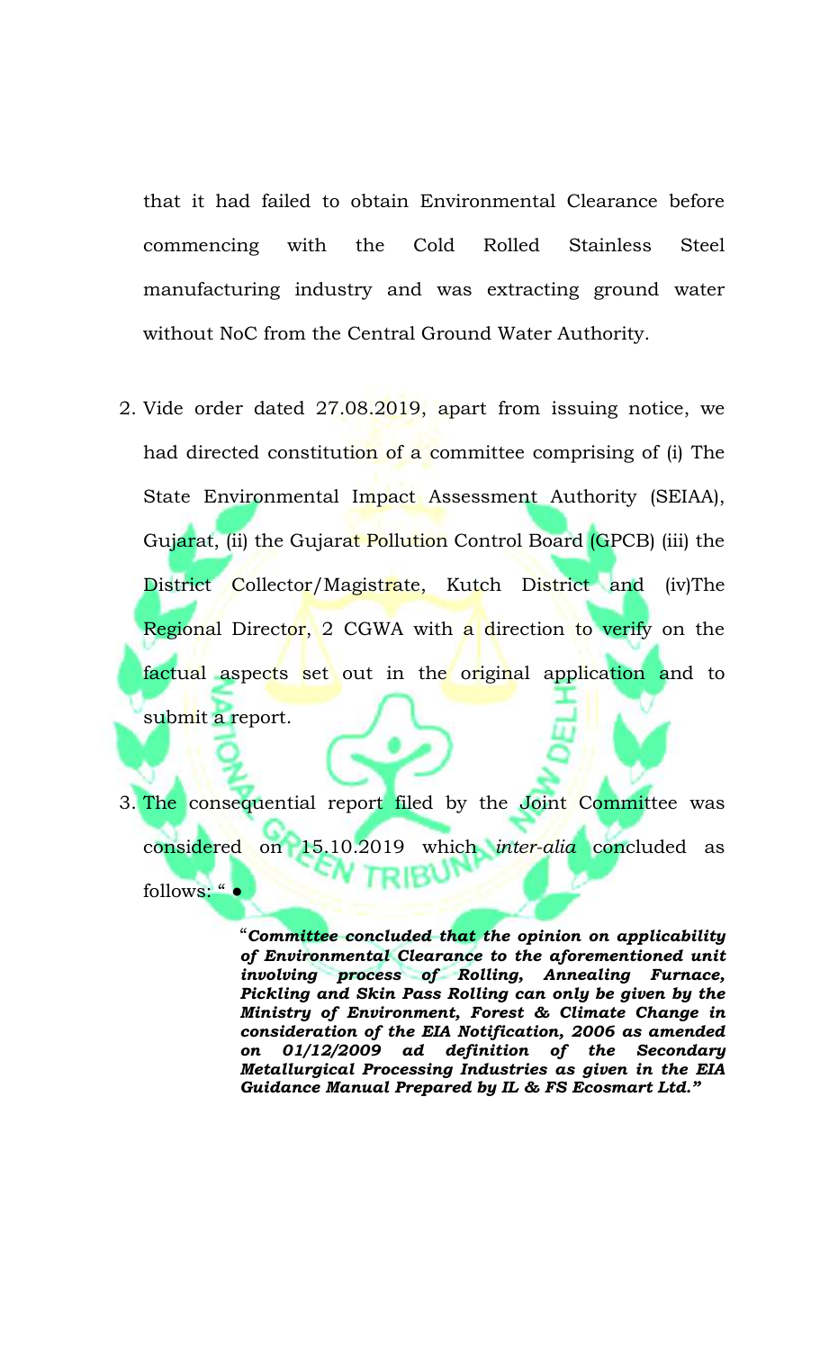that it had failed to obtain Environmental Clearance before commencing with the Cold Rolled Stainless Steel manufacturing industry and was extracting ground water without NoC from the Central Ground Water Authority.

2. Vide order dated 27.08.2019, apart from issuing notice, we had directed constitution of a committee comprising of (i) The State Environmental Impact Assessment Authority (SEIAA), Gujarat, (ii) the Gujarat Pollution Control Board (GPCB) (iii) the District Collector/Magistrate, Kutch District and (iv)The Regional Director, 2 CGWA with a direction to verify on the factual aspects set out in the original application and to submit a report.

3. The consequential report filed by the Joint Committee was considered on 15.10.2019 which *inter-alia* concluded as follows: " •

> "***Committee concluded that the opinion on applicability of Environmental Clearance to the aforementioned unit involving process of Rolling, Annealing Furnace, Pickling and Skin Pass Rolling can only be given by the Ministry of Environment, Forest & Climate Change in consideration of the EIA Notification, 2006 as amended on 01/12/2009 ad definition of the Secondary Metallurgical Processing Industries as given in the EIA Guidance Manual Prepared by IL & FS Ecosmart Ltd."***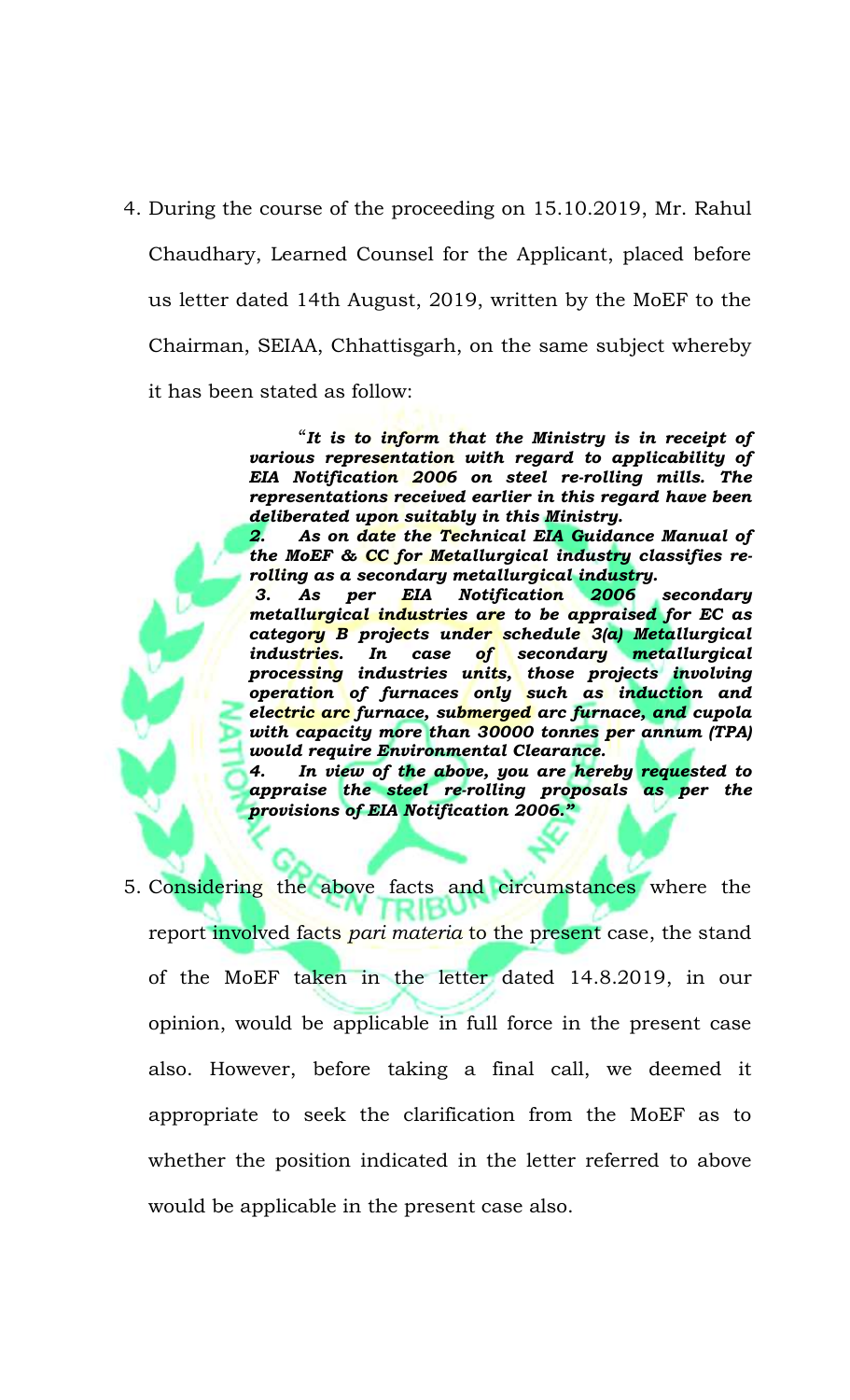4. During the course of the proceeding on 15.10.2019, Mr. Rahul Chaudhary, Learned Counsel for the Applicant, placed before us letter dated 14th August, 2019, written by the MoEF to the Chairman, SEIAA, Chhattisgarh, on the same subject whereby it has been stated as follow:

> ***"It is to inform that the Ministry is in receipt of various representation with regard to applicability of EIA Notification 2006 on steel re-rolling mills. The representations received earlier in this regard have been deliberated upon suitably in this Ministry.***
>
> ***2. As on date the Technical EIA Guidance Manual of the MoEF & CC for Metallurgical industry classifies re-rolling as a secondary metallurgical industry.***
>
> ***3. As per EIA Notification 2006 secondary metallurgical industries are to be appraised for EC as category B projects under schedule 3(a) Metallurgical industries. In case of secondary metallurgical processing industries units, those projects involving operation of furnaces only such as induction and electric arc furnace, submerged arc furnace, and cupola with capacity more than 30000 tonnes per annum (TPA) would require Environmental Clearance.***
>
> ***4. In view of the above, you are hereby requested to appraise the steel re-rolling proposals as per the provisions of EIA Notification 2006."***

5. Considering the above facts and circumstances where the report involved facts *pari materia* to the present case, the stand of the MoEF taken in the letter dated 14.8.2019, in our opinion, would be applicable in full force in the present case also. However, before taking a final call, we deemed it appropriate to seek the clarification from the MoEF as to whether the position indicated in the letter referred to above would be applicable in the present case also.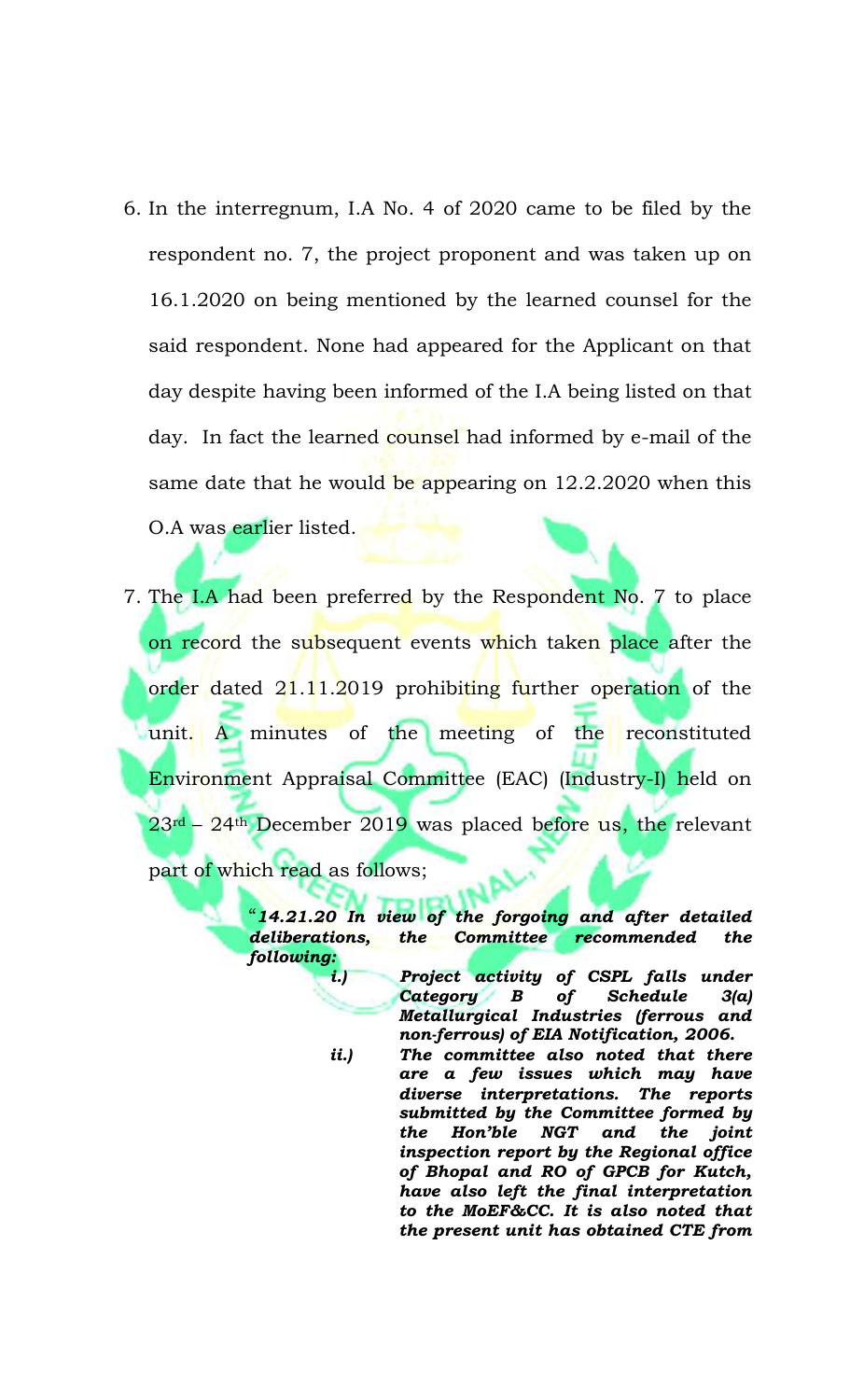6. In the interregnum, I.A No. 4 of 2020 came to be filed by the respondent no. 7, the project proponent and was taken up on 16.1.2020 on being mentioned by the learned counsel for the said respondent. None had appeared for the Applicant on that day despite having been informed of the I.A being listed on that day. In fact the learned counsel had informed by e-mail of the same date that he would be appearing on 12.2.2020 when this O.A was earlier listed.

7. The I.A had been preferred by the Respondent No. 7 to place on record the subsequent events which taken place after the order dated 21.11.2019 prohibiting further operation of the unit. A minutes of the meeting of the reconstituted Environment Appraisal Committee (EAC) (Industry-I) held on 23rd – 24th December 2019 was placed before us, the relevant part of which read as follows;

> "***14.21.20 In view of the forgoing and after detailed deliberations, the Committee recommended the following:***
>
> ***i.) Project activity of CSPL falls under Category B of Schedule 3(a) Metallurgical Industries (ferrous and non-ferrous) of EIA Notification, 2006.***
>
> ***ii.) The committee also noted that there are a few issues which may have diverse interpretations. The reports submitted by the Committee formed by the Hon'ble NGT and the joint inspection report by the Regional office of Bhopal and RO of GPCB for Kutch, have also left the final interpretation to the MoEF&CC. It is also noted that the present unit has obtained CTE from***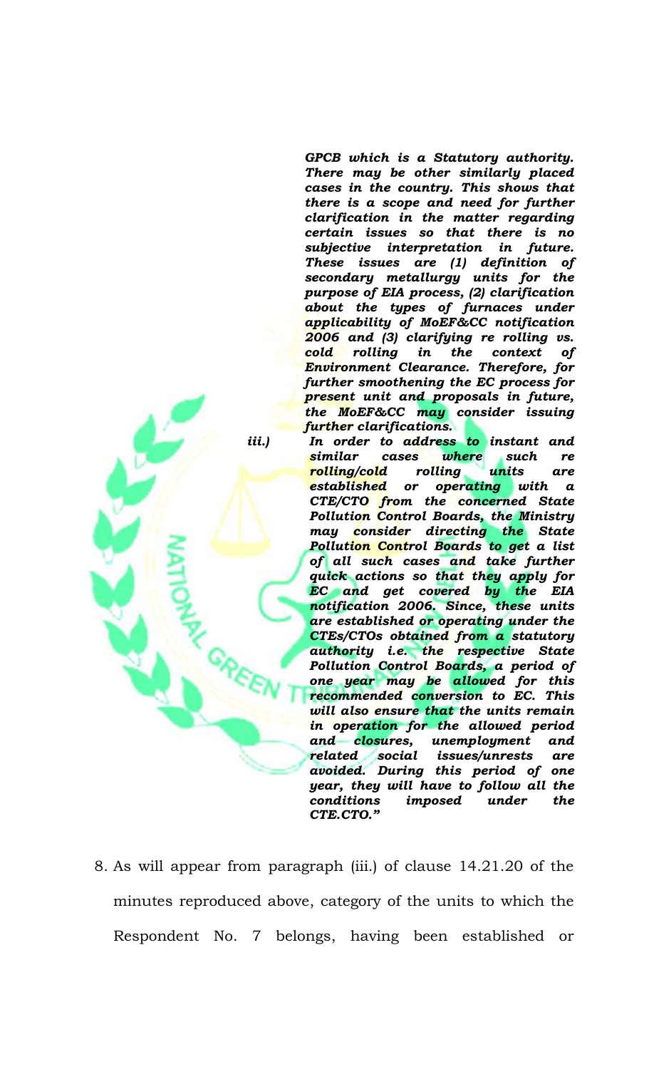*GPCB which is a Statutory authority. There may be other similarly placed cases in the country. This shows that there is a scope and need for further clarification in the matter regarding certain issues so that there is no subjective interpretation in future. These issues are (1) definition of secondary metallurgy units for the purpose of EIA process, (2) clarification about the types of furnaces under applicability of MoEF&CC notification 2006 and (3) clarifying re rolling vs. cold rolling in the context of Environment Clearance. Therefore, for further smoothening the EC process for present unit and proposals in future, the MoEF&CC may consider issuing further clarifications.*

*iii.) In order to address to instant and similar cases where such re rolling/cold rolling units are established or operating with a CTE/CTO from the concerned State Pollution Control Boards, the Ministry may consider directing the State Pollution Control Boards to get a list of all such cases and take further quick actions so that they apply for EC and get covered by the EIA notification 2006. Since, these units are established or operating under the CTEs/CTOs obtained from a statutory authority i.e. the respective State Pollution Control Boards, a period of one year may be allowed for this recommended conversion to EC. This will also ensure that the units remain in operation for the allowed period and closures, unemployment and related social issues/unrests are avoided. During this period of one year, they will have to follow all the conditions imposed under the CTE.CTO."*

8. As will appear from paragraph (iii.) of clause 14.21.20 of the minutes reproduced above, category of the units to which the Respondent No. 7 belongs, having been established or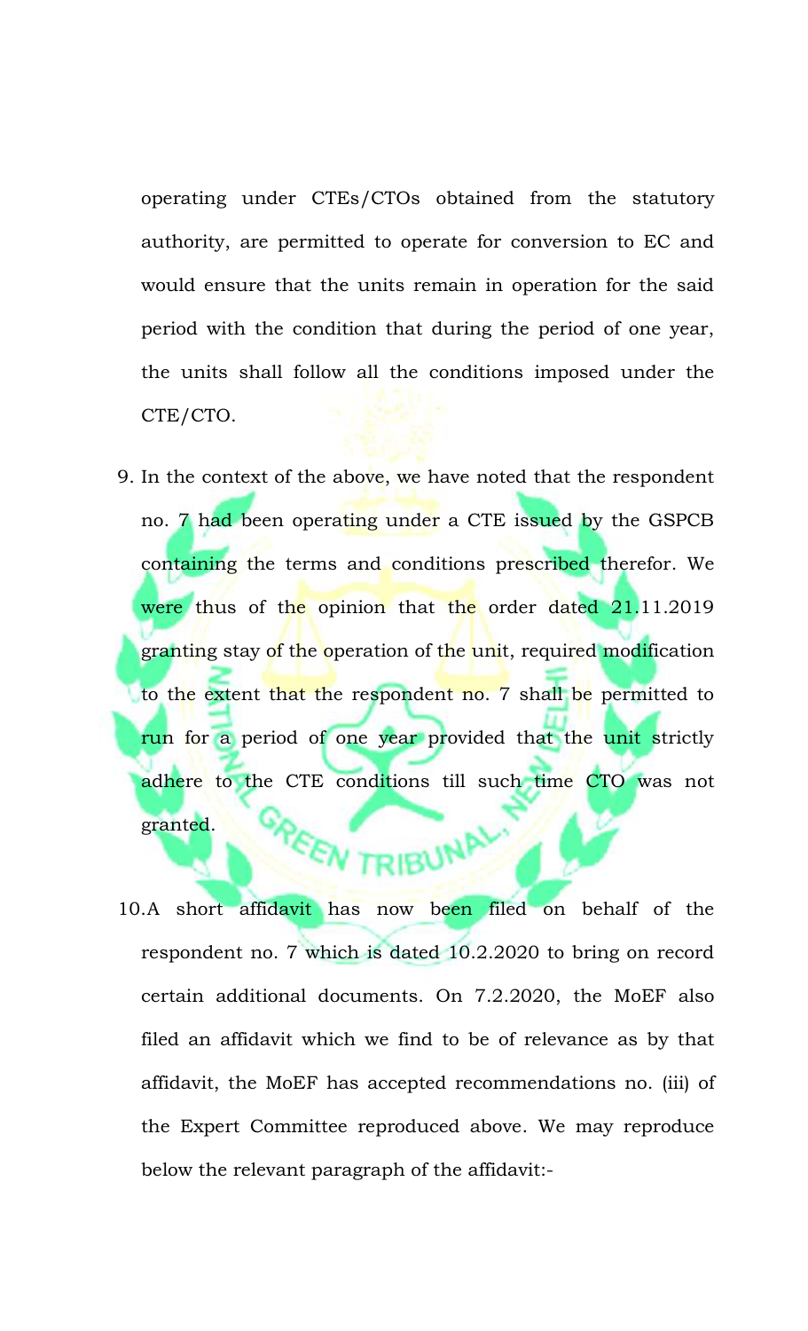operating under CTEs/CTOs obtained from the statutory authority, are permitted to operate for conversion to EC and would ensure that the units remain in operation for the said period with the condition that during the period of one year, the units shall follow all the conditions imposed under the CTE/CTO.

9. In the context of the above, we have noted that the respondent no. 7 had been operating under a CTE issued by the GSPCB containing the terms and conditions prescribed therefor. We were thus of the opinion that the order dated 21.11.2019 granting stay of the operation of the unit, required modification to the extent that the respondent no. 7 shall be permitted to run for a period of one year provided that the unit strictly adhere to the CTE conditions till such time CTO was not granted.

10. A short affidavit has now been filed on behalf of the respondent no. 7 which is dated 10.2.2020 to bring on record certain additional documents. On 7.2.2020, the MoEF also filed an affidavit which we find to be of relevance as by that affidavit, the MoEF has accepted recommendations no. (iii) of the Expert Committee reproduced above. We may reproduce below the relevant paragraph of the affidavit:-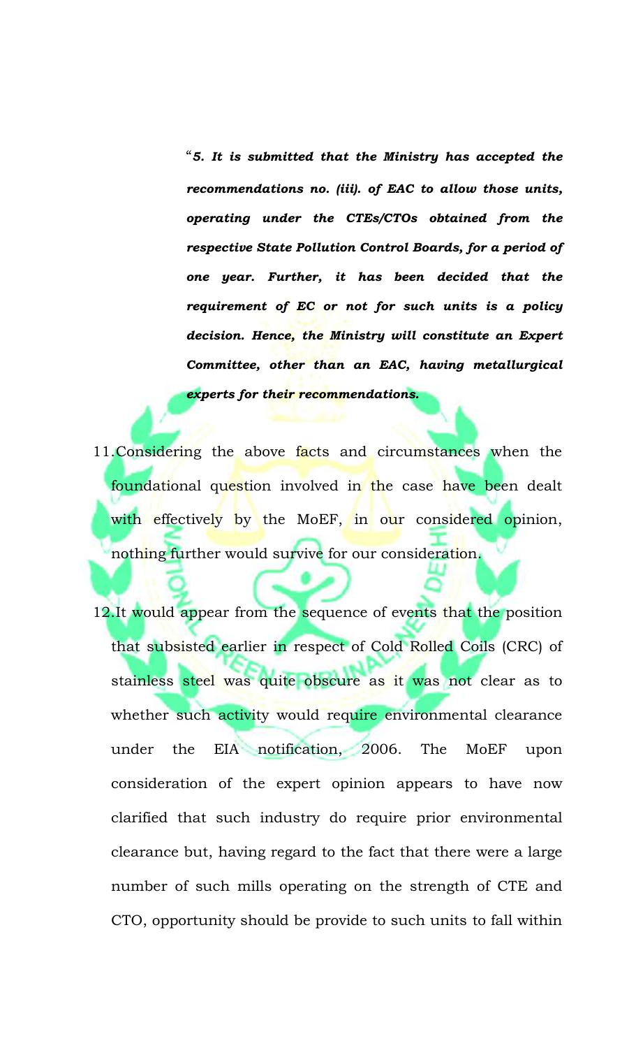> "***5. It is submitted that the Ministry has accepted the recommendations no. (iii). of EAC to allow those units, operating under the CTEs/CTOs obtained from the respective State Pollution Control Boards, for a period of one year. Further, it has been decided that the requirement of EC or not for such units is a policy decision. Hence, the Ministry will constitute an Expert Committee, other than an EAC, having metallurgical experts for their recommendations.***

11. Considering the above facts and circumstances when the foundational question involved in the case have been dealt with effectively by the MoEF, in our considered opinion, nothing further would survive for our consideration.

12. It would appear from the sequence of events that the position that subsisted earlier in respect of Cold Rolled Coils (CRC) of stainless steel was quite obscure as it was not clear as to whether such activity would require environmental clearance under the EIA notification, 2006. The MoEF upon consideration of the expert opinion appears to have now clarified that such industry do require prior environmental clearance but, having regard to the fact that there were a large number of such mills operating on the strength of CTE and CTO, opportunity should be provide to such units to fall within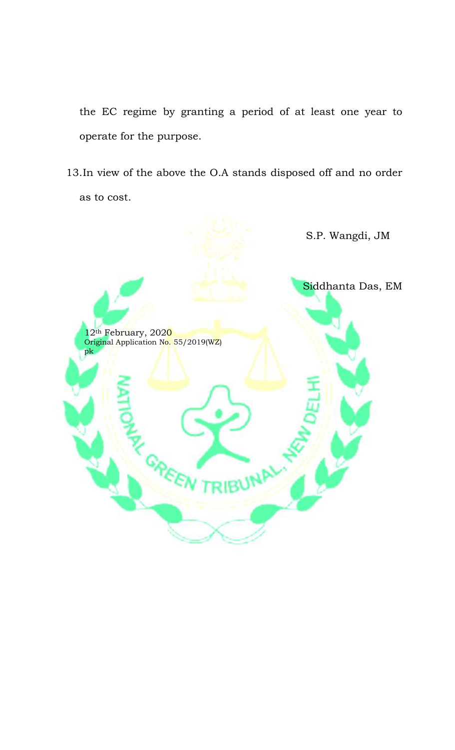the EC regime by granting a period of at least one year to operate for the purpose.

13. In view of the above the O.A stands disposed off and no order as to cost.

S.P. Wangdi, JM

Siddhanta Das, EM

12th February, 2020
Original Application No. 55/2019(WZ)
pk